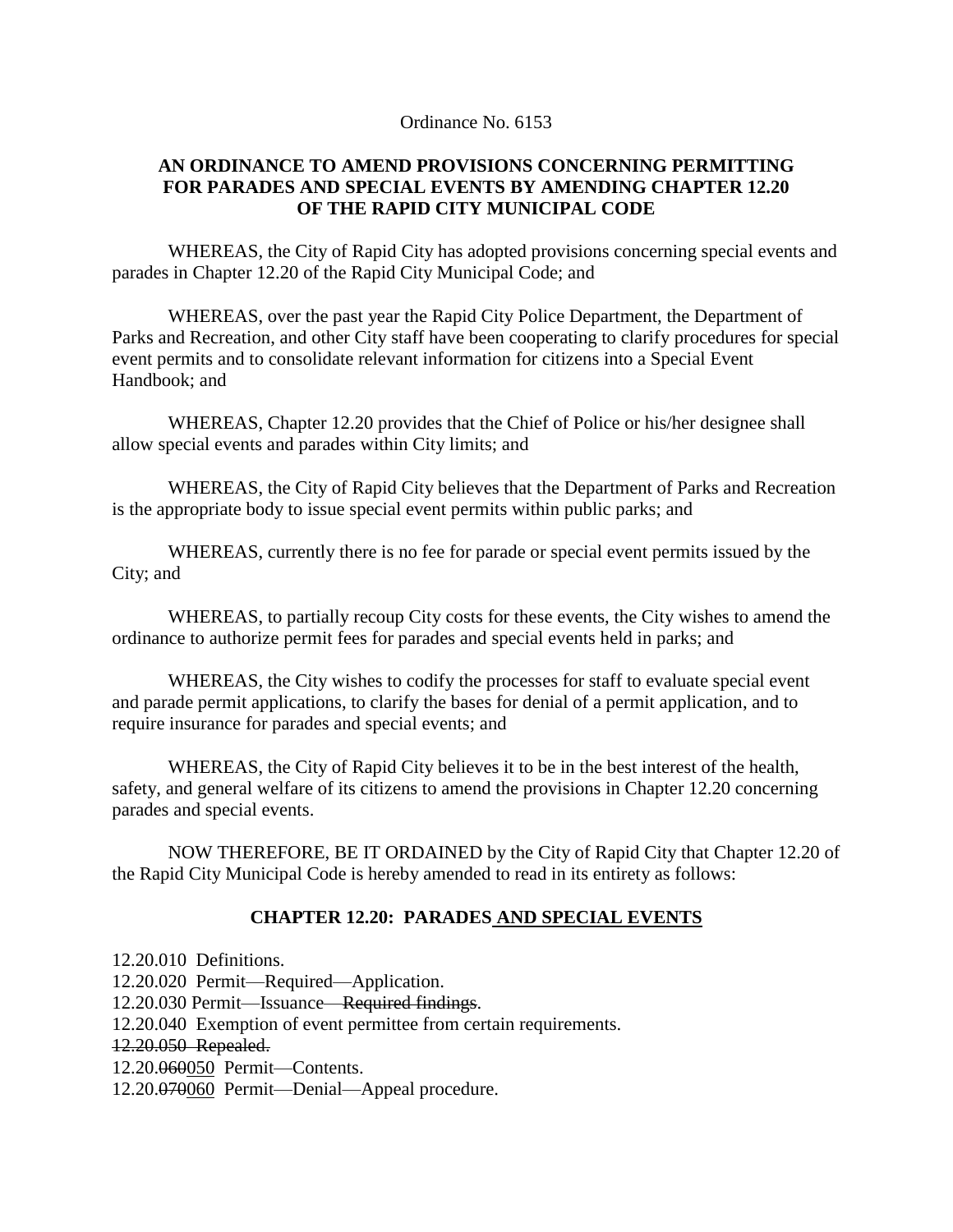Ordinance No. 6153

## AN ORDINANCE TO AMEND PROVISIONS CONCERNING PERMITTING FOR PARADES AND SPECIAL EVENTS BY AMENDING CHAPTER 12.20 OF THE RAPID CITY MUNICIPAL CODE

WHEREAS, the City of Rapid City has adopted provisions concerning special events and parades in Chapter 12.20 of the Rapid City Municipal Code; and

WHEREAS, over the past year the Rapid City Police Department, the Department of Parks and Recreation, and other City staff have been cooperating to clarify procedures for special event permits and to consolidate relevant information for citizens into a Special Event Handbook; and

WHEREAS, Chapter 12.20 provides that the Chief of Police or his/her designee shall allow special events and parades within City limits; and

WHEREAS, the City of Rapid City believes that the Department of Parks and Recreation is the appropriate body to issue special event permits within public parks; and

WHEREAS, currently there is no fee for parade or special event permits issued by the City; and

WHEREAS, to partially recoup City costs for these events, the City wishes to amend the ordinance to authorize permit fees for parades and special events held in parks; and

WHEREAS, the City wishes to codify the processes for staff to evaluate special event and parade permit applications, to clarify the bases for denial of a permit application, and to require insurance for parades and special events; and

WHEREAS, the City of Rapid City believes it to be in the best interest of the health, safety, and general welfare of its citizens to amend the provisions in Chapter 12.20 concerning parades and special events.

NOW THEREFORE, BE IT ORDAINED by the City of Rapid City that Chapter 12.20 of the Rapid City Municipal Code is hereby amended to read in its entirety as follows:

### CHAPTER 12.20: PARADES <u>AND SPECIAL EVENTS</u>

12.20.010 Definitions.
12.20.020 Permit—Required—Application.
12.20.030 Permit—Issuance~~—Required findings~~.
12.20.040 Exemption of event permittee from certain requirements.
~~12.20.050 Repealed.~~
12.20.~~060~~<u>050</u> Permit—Contents.
12.20.~~070~~<u>060</u> Permit—Denial—Appeal procedure.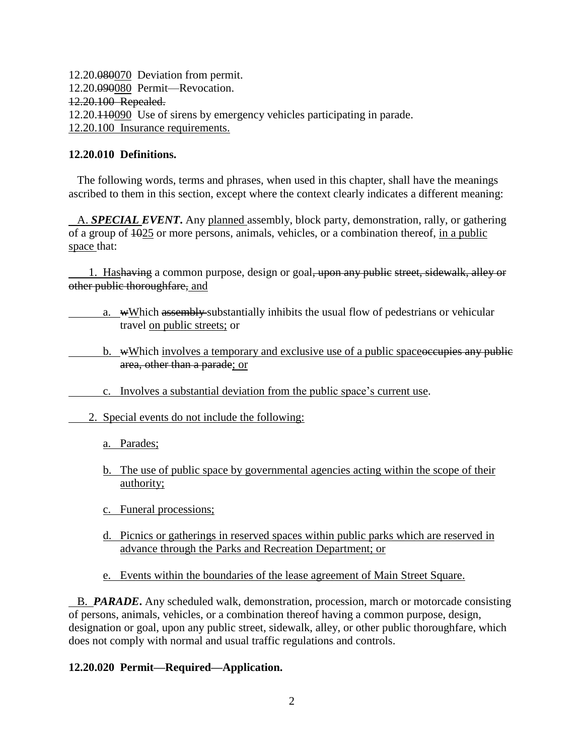12.20.~~080~~<u>070</u> Deviation from permit.
12.20.~~090~~<u>080</u> Permit—Revocation.
~~12.20.100 Repealed.~~
12.20.~~110~~<u>090</u> Use of sirens by emergency vehicles participating in parade.
<u>12.20.100 Insurance requirements.</u>

**12.20.010 Definitions.**

The following words, terms and phrases, when used in this chapter, shall have the meanings ascribed to them in this section, except where the context clearly indicates a different meaning:

A. ***SPECIAL EVENT*.** Any <u>planned</u> assembly, block party, demonstration, rally, or gathering of a group of ~~10~~<u>25</u> or more persons, animals, vehicles, or a combination thereof, <u>in a public space</u> that:

<u>1. Has</u>~~having~~ a common purpose, design or goal~~, upon any public street, sidewalk, alley or other public thoroughfare,~~ <u>and</u>

<u>a.</u> ~~w~~<u>W</u>hich ~~assembly~~ substantially inhibits the usual flow of pedestrians or vehicular travel <u>on public streets;</u> or

<u>b.</u> ~~w~~<u>W</u>hich <u>involves a temporary and exclusive use of a public space</u>~~occupies any public area, other than a parade~~<u>; or</u>

<u>c. Involves a substantial deviation from the public space's current use</u>.

<u>2. Special events do not include the following:</u>

<u>a. Parades;</u>

<u>b. The use of public space by governmental agencies acting within the scope of their authority;</u>

<u>c. Funeral processions;</u>

<u>d. Picnics or gatherings in reserved spaces within public parks which are reserved in advance through the Parks and Recreation Department; or</u>

<u>e. Events within the boundaries of the lease agreement of Main Street Square.</u>

B. ***PARADE*.** Any scheduled walk, demonstration, procession, march or motorcade consisting of persons, animals, vehicles, or a combination thereof having a common purpose, design, designation or goal, upon any public street, sidewalk, alley, or other public thoroughfare, which does not comply with normal and usual traffic regulations and controls.

**12.20.020 Permit—Required—Application.**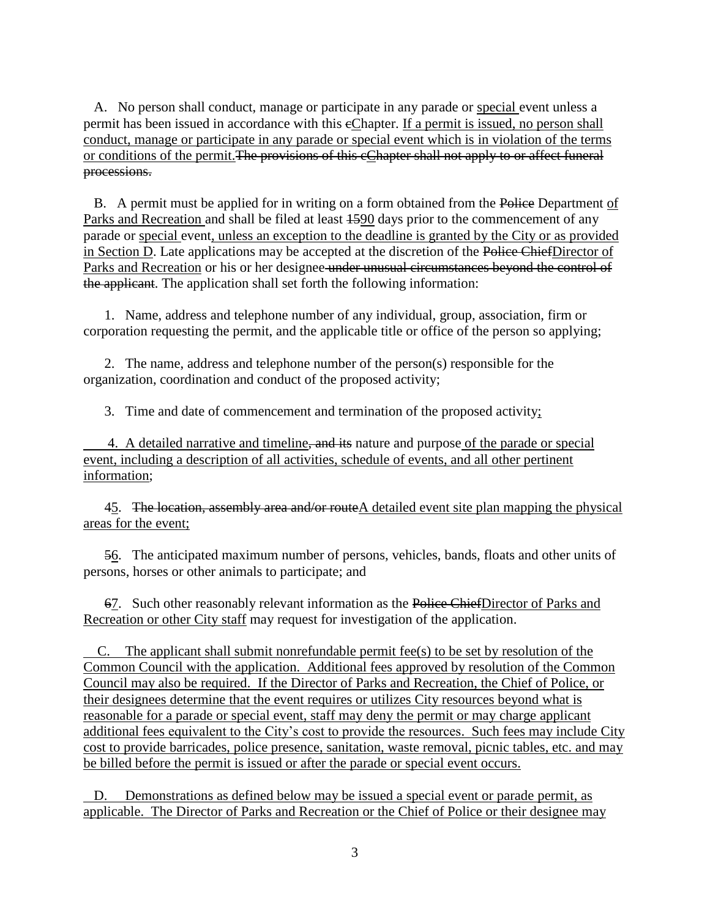A. No person shall conduct, manage or participate in any parade or <u>special</u> event unless a permit has been issued in accordance with this ~~c~~<u>C</u>hapter. <u>If a permit is issued, no person shall conduct, manage or participate in any parade or special event which is in violation of the terms or conditions of the permit.</u>~~The provisions of this c~~<u>~~C~~</u>~~hapter shall not apply to or affect funeral processions.~~

B. A permit must be applied for in writing on a form obtained from the ~~Police~~ Department <u>of Parks and Recreation</u> and shall be filed at least ~~15~~<u>90</u> days prior to the commencement of any parade or <u>special</u> event<u>, unless an exception to the deadline is granted by the City or as provided in Section D</u>. Late applications may be accepted at the discretion of the ~~Police Chief~~<u>Director of Parks and Recreation</u> or his or her designee ~~under unusual circumstances beyond the control of the applicant~~. The application shall set forth the following information:

1. Name, address and telephone number of any individual, group, association, firm or corporation requesting the permit, and the applicable title or office of the person so applying;

2. The name, address and telephone number of the person(s) responsible for the organization, coordination and conduct of the proposed activity;

3. Time and date of commencement and termination of the proposed activity<u>;</u>

<u>4. A detailed narrative and timeline</u>~~, and its~~ nature and purpose <u>of the parade or special event, including a description of all activities, schedule of events, and all other pertinent information</u>;

~~4~~<u>5</u>. ~~The location, assembly area and/or route~~<u>A detailed event site plan mapping the physical areas for the event;</u>

~~5~~<u>6</u>. The anticipated maximum number of persons, vehicles, bands, floats and other units of persons, horses or other animals to participate; and

~~6~~<u>7</u>. Such other reasonably relevant information as the ~~Police Chief~~<u>Director of Parks and Recreation or other City staff</u> may request for investigation of the application.

<u>C. The applicant shall submit nonrefundable permit fee(s) to be set by resolution of the Common Council with the application. Additional fees approved by resolution of the Common Council may also be required. If the Director of Parks and Recreation, the Chief of Police, or their designees determine that the event requires or utilizes City resources beyond what is reasonable for a parade or special event, staff may deny the permit or may charge applicant additional fees equivalent to the City's cost to provide the resources. Such fees may include City cost to provide barricades, police presence, sanitation, waste removal, picnic tables, etc. and may be billed before the permit is issued or after the parade or special event occurs.</u>

<u>D. Demonstrations as defined below may be issued a special event or parade permit, as applicable. The Director of Parks and Recreation or the Chief of Police or their designee may</u>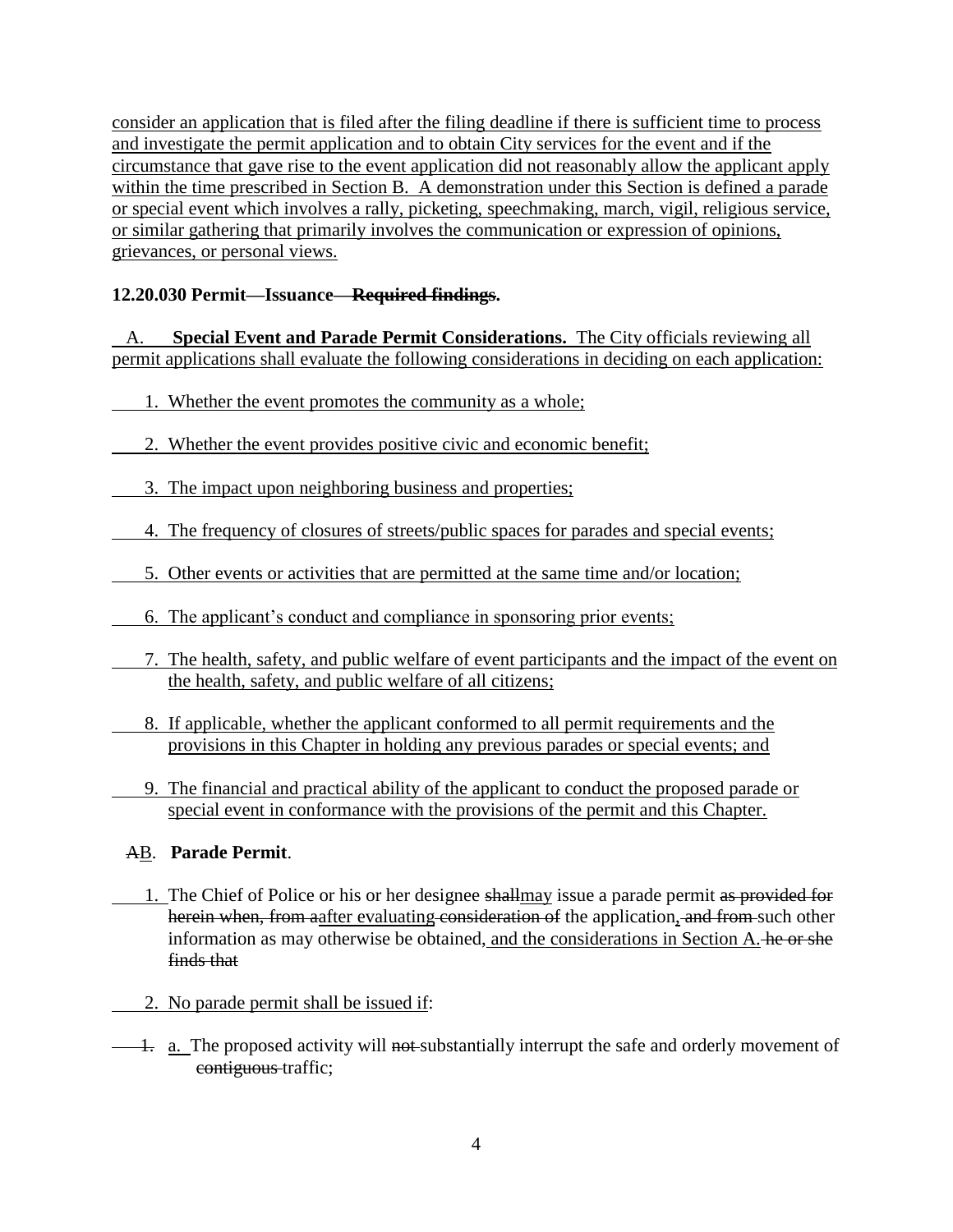consider an application that is filed after the filing deadline if there is sufficient time to process and investigate the permit application and to obtain City services for the event and if the circumstance that gave rise to the event application did not reasonably allow the applicant apply within the time prescribed in Section B. A demonstration under this Section is defined a parade or special event which involves a rally, picketing, speechmaking, march, vigil, religious service, or similar gathering that primarily involves the communication or expression of opinions, grievances, or personal views.

**12.20.030 Permit—Issuance—~~Required findings~~.**

A. **Special Event and Parade Permit Considerations.** The City officials reviewing all permit applications shall evaluate the following considerations in deciding on each application:

1. Whether the event promotes the community as a whole;
2. Whether the event provides positive civic and economic benefit;
3. The impact upon neighboring business and properties;
4. The frequency of closures of streets/public spaces for parades and special events;
5. Other events or activities that are permitted at the same time and/or location;
6. The applicant's conduct and compliance in sponsoring prior events;
7. The health, safety, and public welfare of event participants and the impact of the event on the health, safety, and public welfare of all citizens;
8. If applicable, whether the applicant conformed to all permit requirements and the provisions in this Chapter in holding any previous parades or special events; and
9. The financial and practical ability of the applicant to conduct the proposed parade or special event in conformance with the provisions of the permit and this Chapter.

~~A~~B. **Parade Permit**.

1. The Chief of Police or his or her designee ~~shall~~may issue a parade permit ~~as provided for herein when, from a~~after evaluating ~~consideration of~~ the application, ~~and from~~ such other information as may otherwise be obtained, and the considerations in Section A. ~~he or she finds that~~

2. No parade permit shall be issued if:

~~1.~~ a. The proposed activity will ~~not~~ substantially interrupt the safe and orderly movement of ~~contiguous~~ traffic;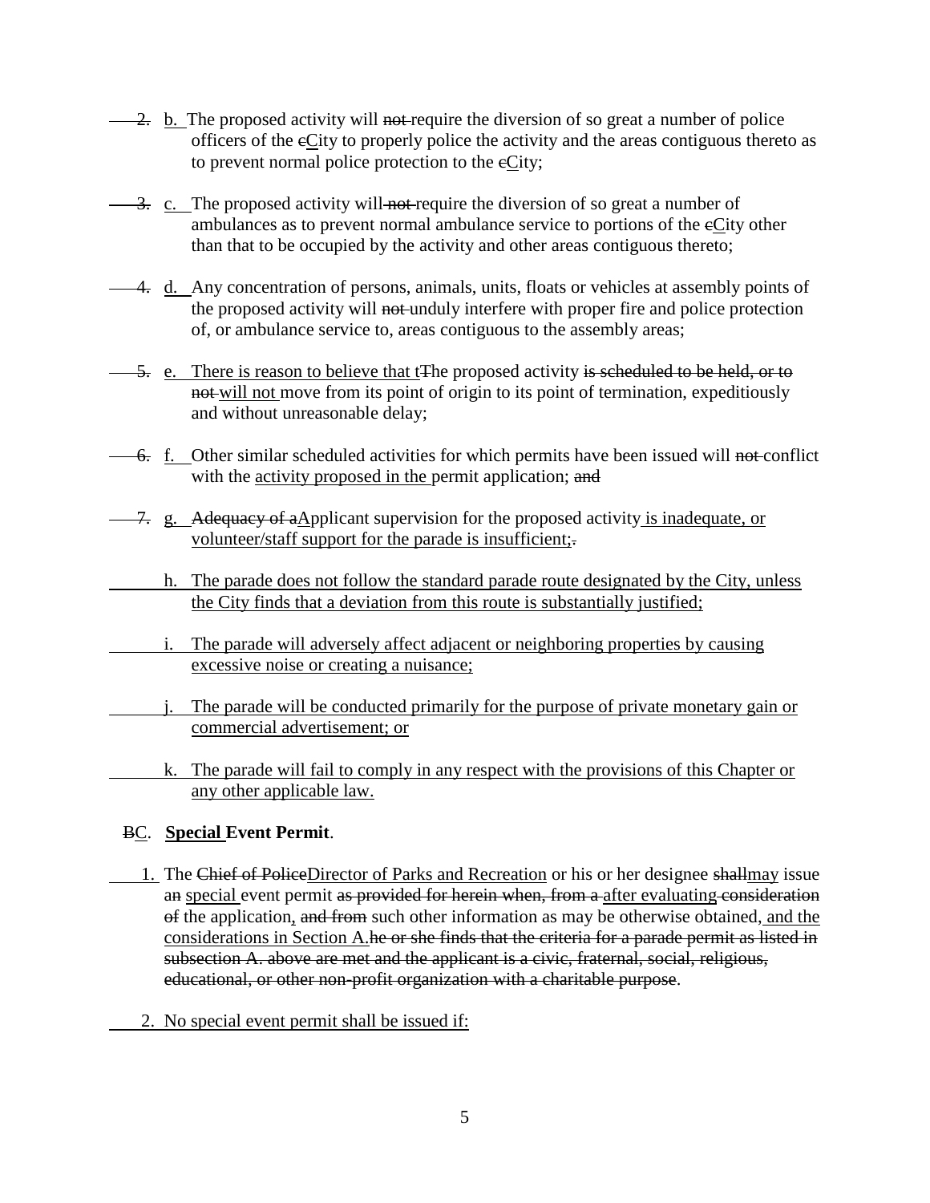~~2.~~ <u>b.</u> The proposed activity will ~~not~~ require the diversion of so great a number of police officers of the ~~c~~<u>C</u>ity to properly police the activity and the areas contiguous thereto as to prevent normal police protection to the ~~c~~<u>C</u>ity;

~~3.~~ <u>c.</u> The proposed activity will ~~not~~ require the diversion of so great a number of ambulances as to prevent normal ambulance service to portions of the ~~c~~<u>C</u>ity other than that to be occupied by the activity and other areas contiguous thereto;

~~4.~~ <u>d.</u> Any concentration of persons, animals, units, floats or vehicles at assembly points of the proposed activity will ~~not~~ unduly interfere with proper fire and police protection of, or ambulance service to, areas contiguous to the assembly areas;

~~5.~~ <u>e. There is reason to believe that t</u>~~T~~he proposed activity ~~is scheduled to be held, or to not~~ <u>will not</u> move from its point of origin to its point of termination, expeditiously and without unreasonable delay;

~~6.~~ <u>f.</u> Other similar scheduled activities for which permits have been issued will ~~not~~ conflict with the <u>activity proposed in the</u> permit application; ~~and~~

~~7.~~ <u>g.</u> ~~Adequacy of a~~<u>A</u>pplicant supervision for the proposed activity <u>is inadequate, or volunteer/staff support for the parade is insufficient;</u>~~.~~

<u>h. The parade does not follow the standard parade route designated by the City, unless the City finds that a deviation from this route is substantially justified;</u>

<u>i. The parade will adversely affect adjacent or neighboring properties by causing excessive noise or creating a nuisance;</u>

<u>j. The parade will be conducted primarily for the purpose of private monetary gain or commercial advertisement; or</u>

<u>k. The parade will fail to comply in any respect with the provisions of this Chapter or any other applicable law.</u>

~~B~~<u>C</u>. **<u>Special</u> Event Permit**.

1. The ~~Chief of Police~~<u>Director of Parks and Recreation</u> or his or her designee ~~shall~~<u>may</u> issue a~~n~~ <u>special</u> event permit ~~as provided for herein when, from a~~ <u>after evaluating</u> ~~consideration of~~ the application<u>,</u> ~~and from~~ such other information as may be otherwise obtained<u>, and the considerations in Section A.</u>~~he or she finds that the criteria for a parade permit as listed in subsection A. above are met and the applicant is a civic, fraternal, social, religious, educational, or other non-profit organization with a charitable purpose~~.

<u>2. No special event permit shall be issued if:</u>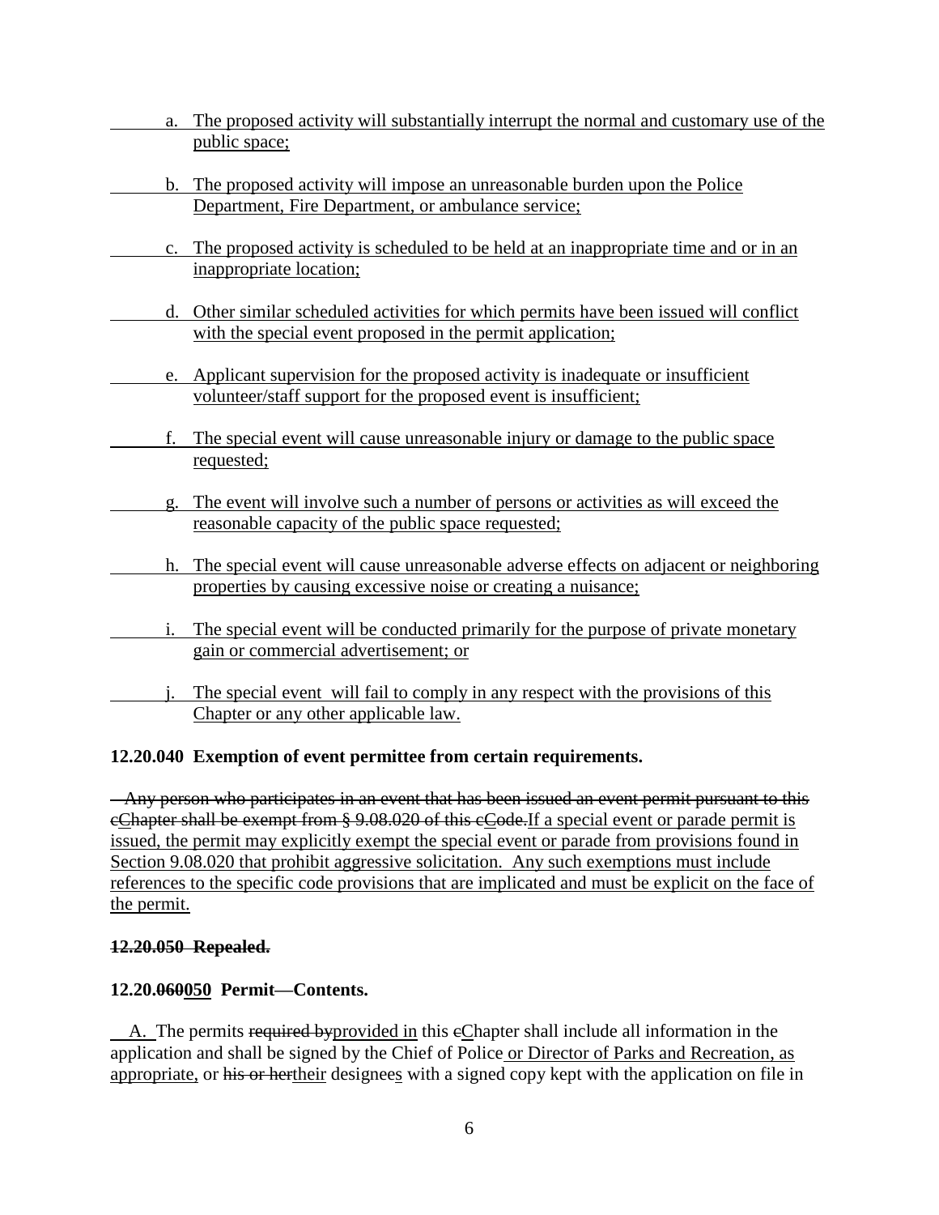<u>a. The proposed activity will substantially interrupt the normal and customary use of the public space;</u>

<u>b. The proposed activity will impose an unreasonable burden upon the Police Department, Fire Department, or ambulance service;</u>

<u>c. The proposed activity is scheduled to be held at an inappropriate time and or in an inappropriate location;</u>

<u>d. Other similar scheduled activities for which permits have been issued will conflict with the special event proposed in the permit application;</u>

<u>e. Applicant supervision for the proposed activity is inadequate or insufficient volunteer/staff support for the proposed event is insufficient;</u>

<u>f. The special event will cause unreasonable injury or damage to the public space requested;</u>

<u>g. The event will involve such a number of persons or activities as will exceed the reasonable capacity of the public space requested;</u>

<u>h. The special event will cause unreasonable adverse effects on adjacent or neighboring properties by causing excessive noise or creating a nuisance;</u>

<u>i. The special event will be conducted primarily for the purpose of private monetary gain or commercial advertisement; or</u>

<u>j. The special event will fail to comply in any respect with the provisions of this Chapter or any other applicable law.</u>

**12.20.040 Exemption of event permittee from certain requirements.**

~~Any person who participates in an event that has been issued an event permit pursuant to this c~~<u>C</u>~~hapter shall be exempt from § 9.08.020 of this c~~<u>C</u>~~ode.~~<u>If a special event or parade permit is issued, the permit may explicitly exempt the special event or parade from provisions found in Section 9.08.020 that prohibit aggressive solicitation. Any such exemptions must include references to the specific code provisions that are implicated and must be explicit on the face of the permit.</u>

~~**12.20.050 Repealed.**~~

**12.20.~~060~~<u>050</u> Permit—Contents.**

<u>A.</u> The permits ~~required by~~<u>provided in</u> this ~~c~~<u>C</u>hapter shall include all information in the application and shall be signed by the Chief of Police<u> or Director of Parks and Recreation, as appropriate,</u> or ~~his or her~~<u>their</u> designee<u>s</u> with a signed copy kept with the application on file in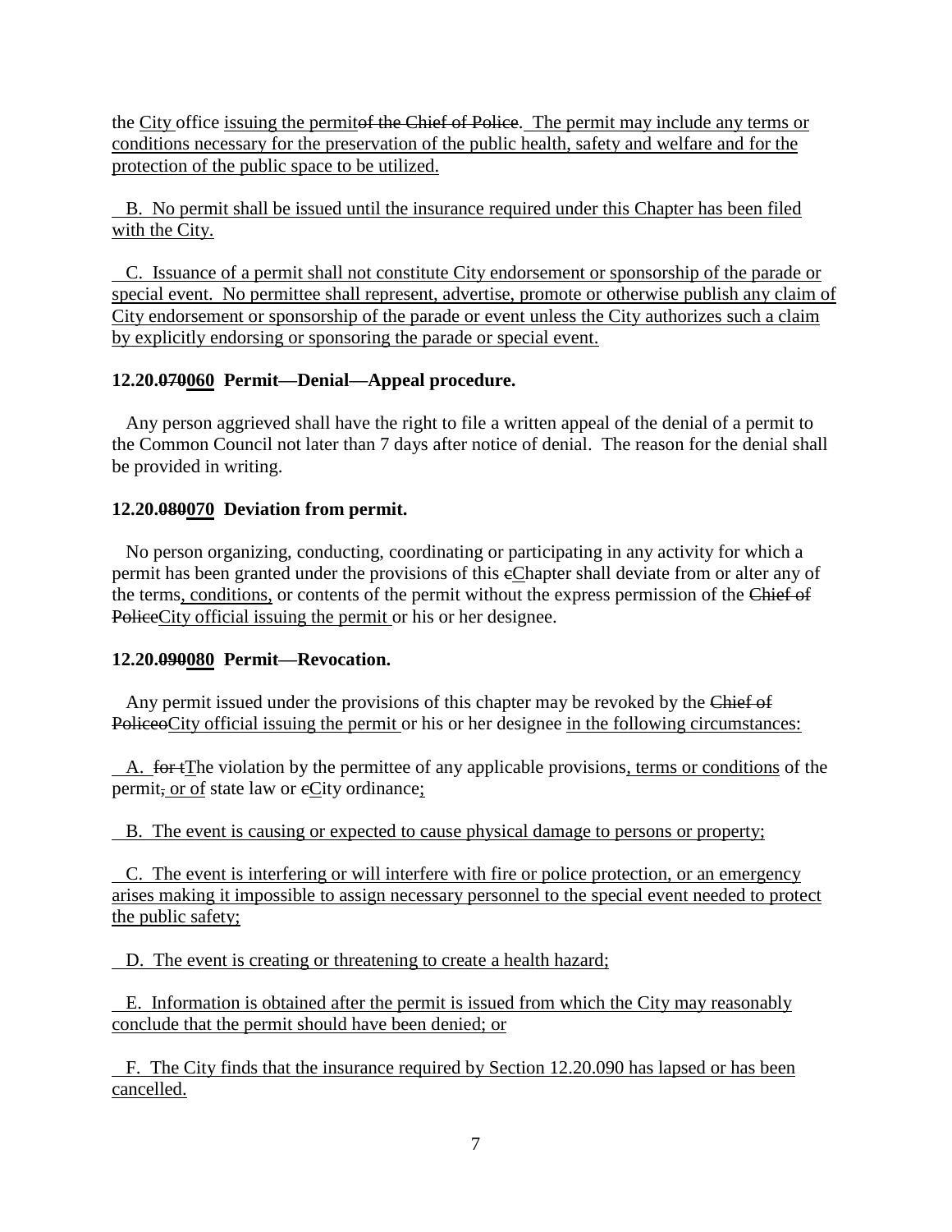the City office issuing the permitof the Chief of Police. The permit may include any terms or conditions necessary for the preservation of the public health, safety and welfare and for the protection of the public space to be utilized.

B. No permit shall be issued until the insurance required under this Chapter has been filed with the City.

C. Issuance of a permit shall not constitute City endorsement or sponsorship of the parade or special event. No permittee shall represent, advertise, promote or otherwise publish any claim of City endorsement or sponsorship of the parade or event unless the City authorizes such a claim by explicitly endorsing or sponsoring the parade or special event.

**12.20.070060 Permit—Denial—Appeal procedure.**

Any person aggrieved shall have the right to file a written appeal of the denial of a permit to the Common Council not later than 7 days after notice of denial. The reason for the denial shall be provided in writing.

**12.20.080070 Deviation from permit.**

No person organizing, conducting, coordinating or participating in any activity for which a permit has been granted under the provisions of this cChapter shall deviate from or alter any of the terms, conditions, or contents of the permit without the express permission of the Chief of PoliceCity official issuing the permit or his or her designee.

**12.20.090080 Permit—Revocation.**

Any permit issued under the provisions of this chapter may be revoked by the Chief of PoliceoCity official issuing the permit or his or her designee in the following circumstances:

A. for tThe violation by the permittee of any applicable provisions, terms or conditions of the permit, or of state law or cCity ordinance;

B. The event is causing or expected to cause physical damage to persons or property;

C. The event is interfering or will interfere with fire or police protection, or an emergency arises making it impossible to assign necessary personnel to the special event needed to protect the public safety;

D. The event is creating or threatening to create a health hazard;

E. Information is obtained after the permit is issued from which the City may reasonably conclude that the permit should have been denied; or

F. The City finds that the insurance required by Section 12.20.090 has lapsed or has been cancelled.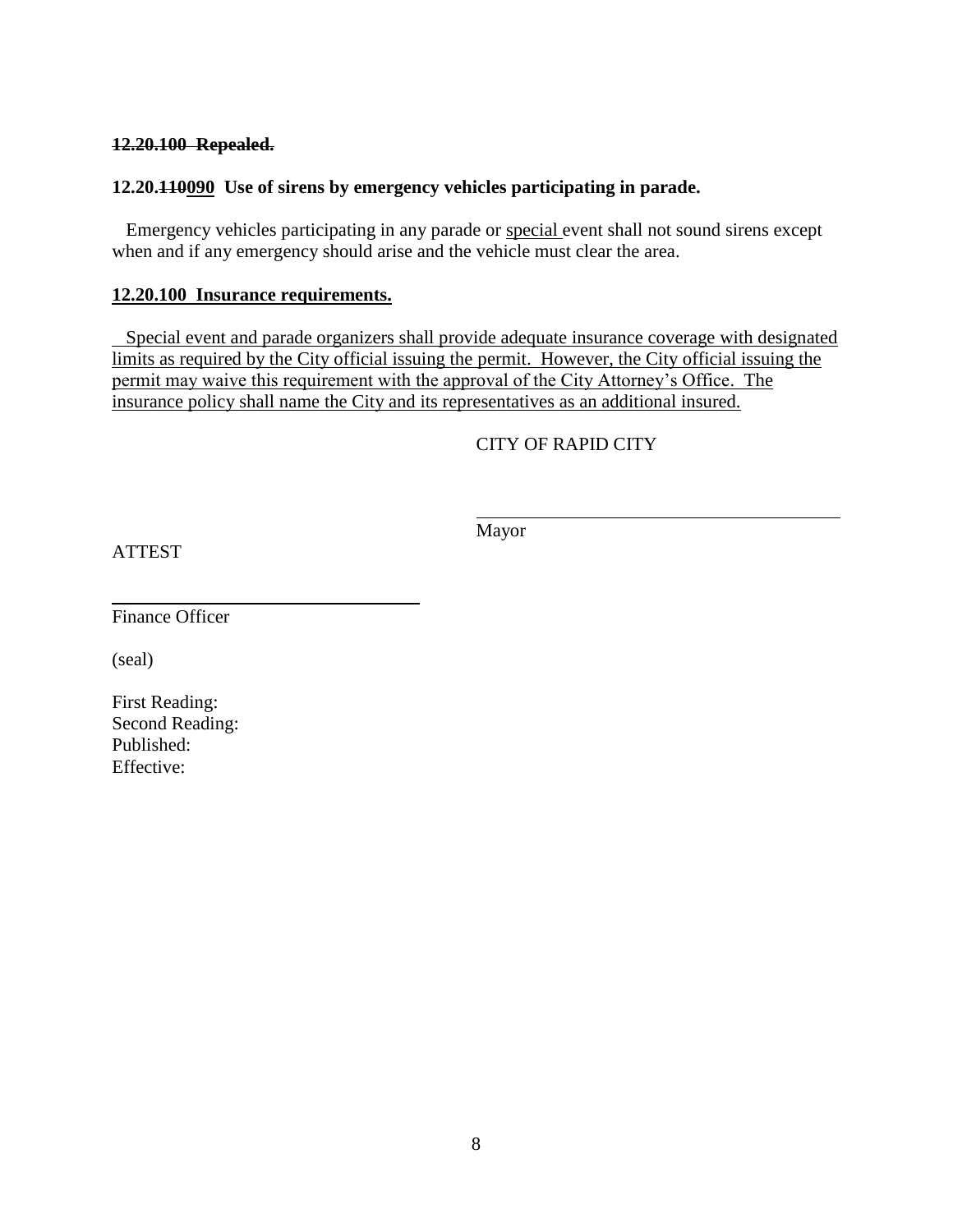**~~12.20.100 Repealed.~~**

**12.20.~~110~~<u>090</u> Use of sirens by emergency vehicles participating in parade.**

Emergency vehicles participating in any parade or <u>special</u> event shall not sound sirens except when and if any emergency should arise and the vehicle must clear the area.

**<u>12.20.100 Insurance requirements.</u>**

<u>Special event and parade organizers shall provide adequate insurance coverage with designated limits as required by the City official issuing the permit. However, the City official issuing the permit may waive this requirement with the approval of the City Attorney's Office. The insurance policy shall name the City and its representatives as an additional insured.</u>

CITY OF RAPID CITY

\_\_\_\_\_\_\_\_\_\_\_\_\_\_\_\_\_\_\_\_\_\_\_\_\_\_\_\_\_\_\_\_\_\_\_\_\_\_

Mayor

ATTEST

\_\_\_\_\_\_\_\_\_\_\_\_\_\_\_\_\_\_\_\_\_\_\_\_\_\_\_\_\_\_\_\_\_\_\_\_\_\_

Finance Officer

(seal)

First Reading:
Second Reading:
Published:
Effective: